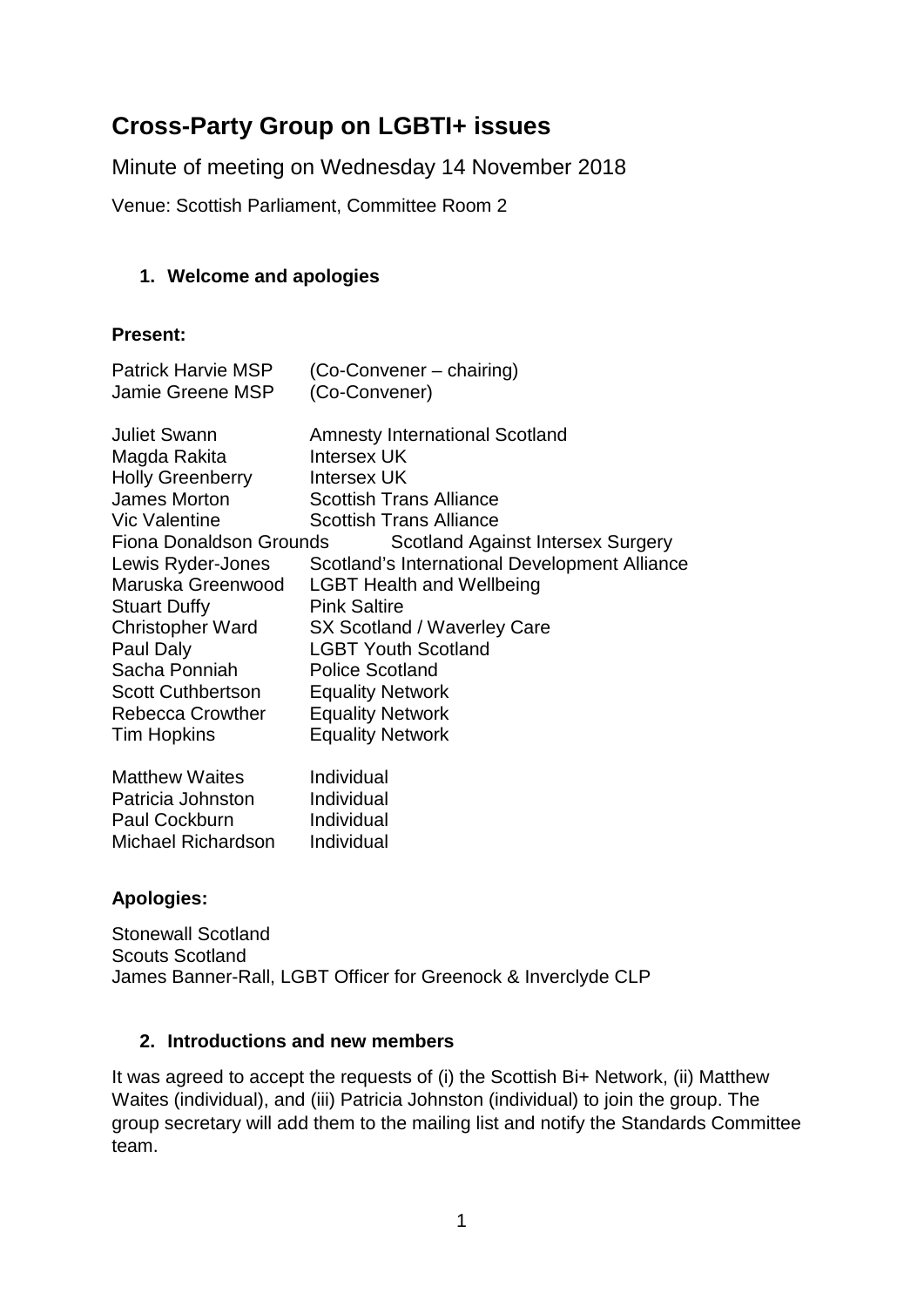# Cross-Party Group on LGBTI+ issues

Minute of meeting on Wednesday 14 November 2018

Venue: Scottish Parliament, Committee Room 2

## 1. Welcome and apologies

**Present:**

| | |
|---|---|
| Patrick Harvie MSP | (Co-Convener – chairing) |
| Jamie Greene MSP | (Co-Convener) |
| | |
| Juliet Swann | Amnesty International Scotland |
| Magda Rakita | Intersex UK |
| Holly Greenberry | Intersex UK |
| James Morton | Scottish Trans Alliance |
| Vic Valentine | Scottish Trans Alliance |
| Fiona Donaldson Grounds | Scotland Against Intersex Surgery |
| Lewis Ryder-Jones | Scotland's International Development Alliance |
| Maruska Greenwood | LGBT Health and Wellbeing |
| Stuart Duffy | Pink Saltire |
| Christopher Ward | SX Scotland / Waverley Care |
| Paul Daly | LGBT Youth Scotland |
| Sacha Ponniah | Police Scotland |
| Scott Cuthbertson | Equality Network |
| Rebecca Crowther | Equality Network |
| Tim Hopkins | Equality Network |
| | |
| Matthew Waites | Individual |
| Patricia Johnston | Individual |
| Paul Cockburn | Individual |
| Michael Richardson | Individual |

**Apologies:**

Stonewall Scotland
Scouts Scotland
James Banner-Rall, LGBT Officer for Greenock & Inverclyde CLP

## 2. Introductions and new members

It was agreed to accept the requests of (i) the Scottish Bi+ Network, (ii) Matthew Waites (individual), and (iii) Patricia Johnston (individual) to join the group. The group secretary will add them to the mailing list and notify the Standards Committee team.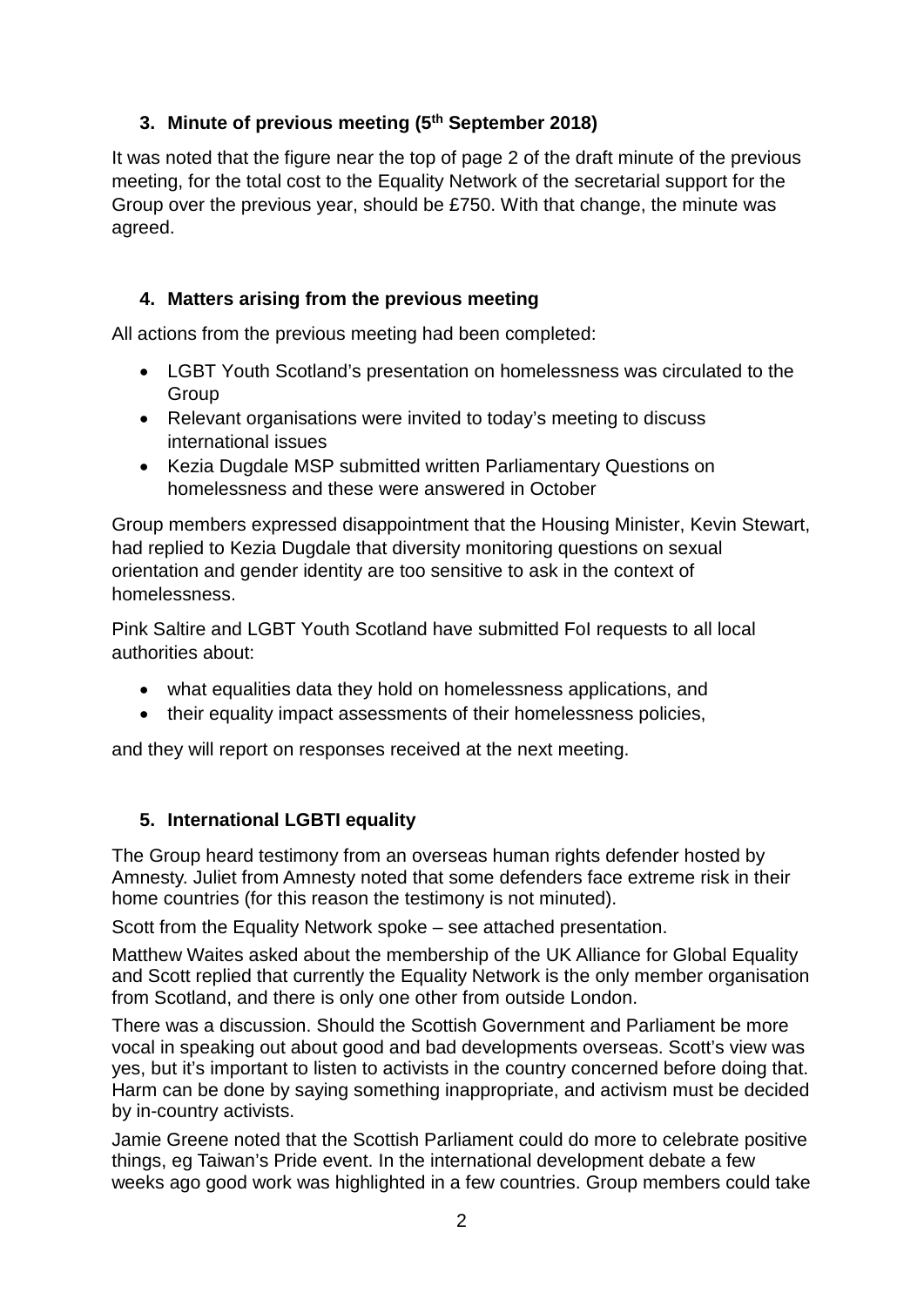## 3. Minute of previous meeting (5th September 2018)

It was noted that the figure near the top of page 2 of the draft minute of the previous meeting, for the total cost to the Equality Network of the secretarial support for the Group over the previous year, should be £750. With that change, the minute was agreed.

## 4. Matters arising from the previous meeting

All actions from the previous meeting had been completed:

- LGBT Youth Scotland's presentation on homelessness was circulated to the Group
- Relevant organisations were invited to today's meeting to discuss international issues
- Kezia Dugdale MSP submitted written Parliamentary Questions on homelessness and these were answered in October

Group members expressed disappointment that the Housing Minister, Kevin Stewart, had replied to Kezia Dugdale that diversity monitoring questions on sexual orientation and gender identity are too sensitive to ask in the context of homelessness.

Pink Saltire and LGBT Youth Scotland have submitted FoI requests to all local authorities about:

- what equalities data they hold on homelessness applications, and
- their equality impact assessments of their homelessness policies,

and they will report on responses received at the next meeting.

## 5. International LGBTI equality

The Group heard testimony from an overseas human rights defender hosted by Amnesty. Juliet from Amnesty noted that some defenders face extreme risk in their home countries (for this reason the testimony is not minuted).

Scott from the Equality Network spoke – see attached presentation.

Matthew Waites asked about the membership of the UK Alliance for Global Equality and Scott replied that currently the Equality Network is the only member organisation from Scotland, and there is only one other from outside London.

There was a discussion. Should the Scottish Government and Parliament be more vocal in speaking out about good and bad developments overseas. Scott's view was yes, but it's important to listen to activists in the country concerned before doing that. Harm can be done by saying something inappropriate, and activism must be decided by in-country activists.

Jamie Greene noted that the Scottish Parliament could do more to celebrate positive things, eg Taiwan's Pride event. In the international development debate a few weeks ago good work was highlighted in a few countries. Group members could take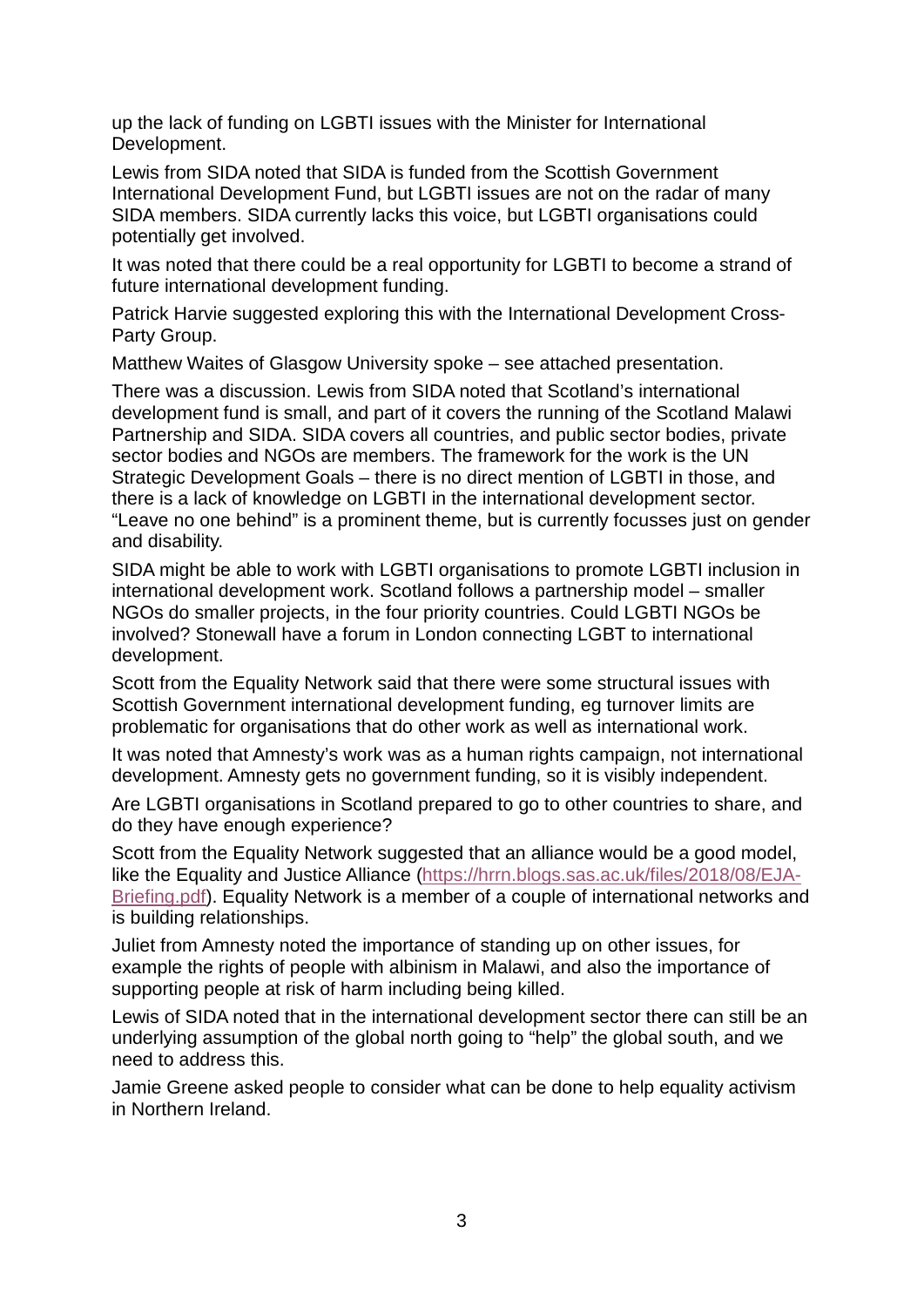up the lack of funding on LGBTI issues with the Minister for International Development.

Lewis from SIDA noted that SIDA is funded from the Scottish Government International Development Fund, but LGBTI issues are not on the radar of many SIDA members. SIDA currently lacks this voice, but LGBTI organisations could potentially get involved.

It was noted that there could be a real opportunity for LGBTI to become a strand of future international development funding.

Patrick Harvie suggested exploring this with the International Development Cross-Party Group.

Matthew Waites of Glasgow University spoke – see attached presentation.

There was a discussion. Lewis from SIDA noted that Scotland's international development fund is small, and part of it covers the running of the Scotland Malawi Partnership and SIDA. SIDA covers all countries, and public sector bodies, private sector bodies and NGOs are members. The framework for the work is the UN Strategic Development Goals – there is no direct mention of LGBTI in those, and there is a lack of knowledge on LGBTI in the international development sector. "Leave no one behind" is a prominent theme, but is currently focusses just on gender and disability.

SIDA might be able to work with LGBTI organisations to promote LGBTI inclusion in international development work. Scotland follows a partnership model – smaller NGOs do smaller projects, in the four priority countries. Could LGBTI NGOs be involved? Stonewall have a forum in London connecting LGBT to international development.

Scott from the Equality Network said that there were some structural issues with Scottish Government international development funding, eg turnover limits are problematic for organisations that do other work as well as international work.

It was noted that Amnesty's work was as a human rights campaign, not international development. Amnesty gets no government funding, so it is visibly independent.

Are LGBTI organisations in Scotland prepared to go to other countries to share, and do they have enough experience?

Scott from the Equality Network suggested that an alliance would be a good model, like the Equality and Justice Alliance (https://hrrn.blogs.sas.ac.uk/files/2018/08/EJA-Briefing.pdf). Equality Network is a member of a couple of international networks and is building relationships.

Juliet from Amnesty noted the importance of standing up on other issues, for example the rights of people with albinism in Malawi, and also the importance of supporting people at risk of harm including being killed.

Lewis of SIDA noted that in the international development sector there can still be an underlying assumption of the global north going to "help" the global south, and we need to address this.

Jamie Greene asked people to consider what can be done to help equality activism in Northern Ireland.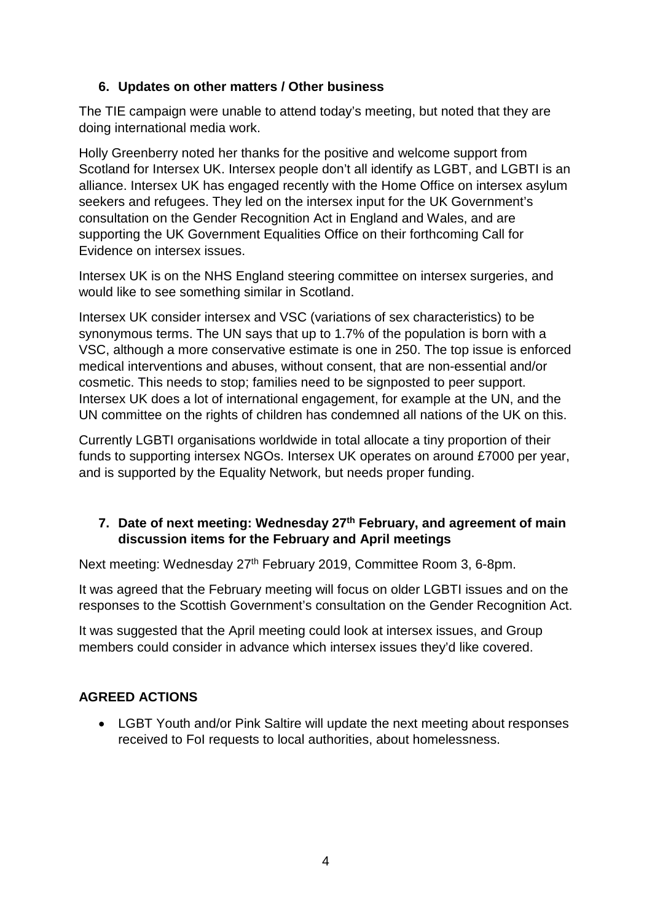## 6. Updates on other matters / Other business

The TIE campaign were unable to attend today's meeting, but noted that they are doing international media work.

Holly Greenberry noted her thanks for the positive and welcome support from Scotland for Intersex UK. Intersex people don't all identify as LGBT, and LGBTI is an alliance. Intersex UK has engaged recently with the Home Office on intersex asylum seekers and refugees. They led on the intersex input for the UK Government's consultation on the Gender Recognition Act in England and Wales, and are supporting the UK Government Equalities Office on their forthcoming Call for Evidence on intersex issues.

Intersex UK is on the NHS England steering committee on intersex surgeries, and would like to see something similar in Scotland.

Intersex UK consider intersex and VSC (variations of sex characteristics) to be synonymous terms. The UN says that up to 1.7% of the population is born with a VSC, although a more conservative estimate is one in 250. The top issue is enforced medical interventions and abuses, without consent, that are non-essential and/or cosmetic. This needs to stop; families need to be signposted to peer support. Intersex UK does a lot of international engagement, for example at the UN, and the UN committee on the rights of children has condemned all nations of the UK on this.

Currently LGBTI organisations worldwide in total allocate a tiny proportion of their funds to supporting intersex NGOs. Intersex UK operates on around £7000 per year, and is supported by the Equality Network, but needs proper funding.

## 7. Date of next meeting: Wednesday 27th February, and agreement of main discussion items for the February and April meetings

Next meeting: Wednesday 27th February 2019, Committee Room 3, 6-8pm.

It was agreed that the February meeting will focus on older LGBTI issues and on the responses to the Scottish Government's consultation on the Gender Recognition Act.

It was suggested that the April meeting could look at intersex issues, and Group members could consider in advance which intersex issues they'd like covered.

## AGREED ACTIONS

- LGBT Youth and/or Pink Saltire will update the next meeting about responses received to FoI requests to local authorities, about homelessness.